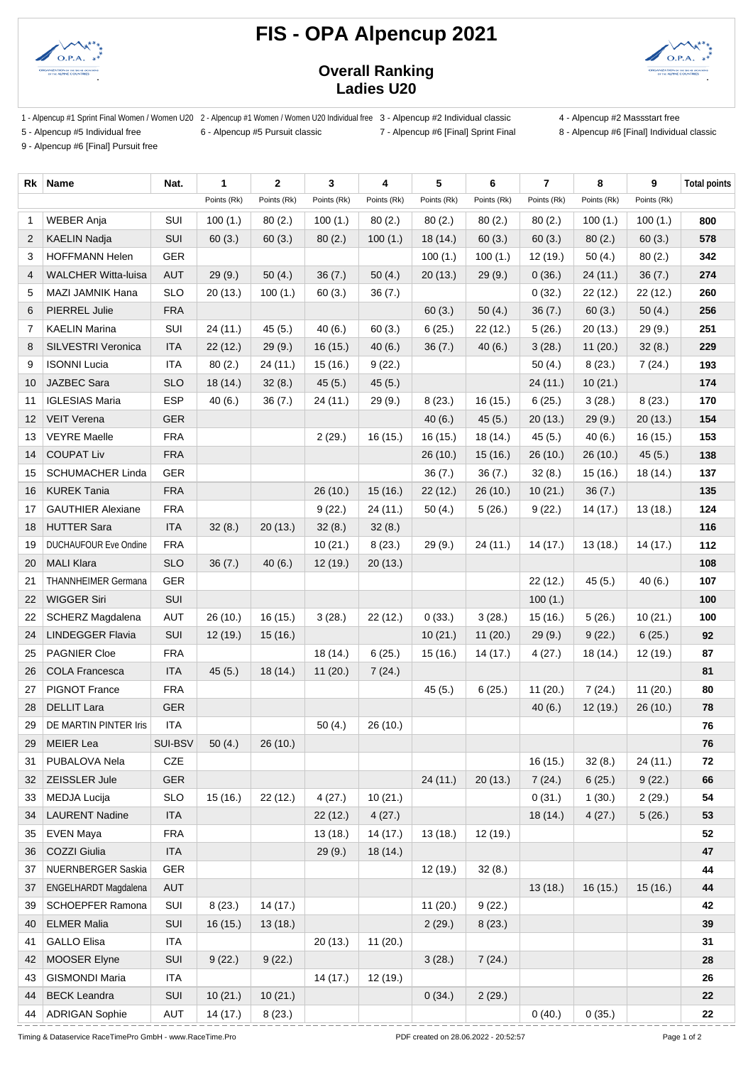# FIS - OPA Alpencup 2021

## Overall Ranking
## Ladies U20

1 - Alpencup #1 Sprint Final Women / Women U20
2 - Alpencup #1 Women / Women U20 Individual free
3 - Alpencup #2 Individual classic
4 - Alpencup #2 Massstart free
5 - Alpencup #5 Individual free
6 - Alpencup #5 Pursuit classic
7 - Alpencup #6 [Final] Sprint Final
8 - Alpencup #6 [Final] Individual classic
9 - Alpencup #6 [Final] Pursuit free

| Rk | Name | Nat. | 1 | 2 | 3 | 4 | 5 | 6 | 7 | 8 | 9 | Total points |
|---|---|---|---|---|---|---|---|---|---|---|---|---|
| | | | Points (Rk) | Points (Rk) | Points (Rk) | Points (Rk) | Points (Rk) | Points (Rk) | Points (Rk) | Points (Rk) | Points (Rk) | |
| 1 | WEBER Anja | SUI | 100 (1.) | 80 (2.) | 100 (1.) | 80 (2.) | 80 (2.) | 80 (2.) | 80 (2.) | 100 (1.) | 100 (1.) | **800** |
| 2 | KAELIN Nadja | SUI | 60 (3.) | 60 (3.) | 80 (2.) | 100 (1.) | 18 (14.) | 60 (3.) | 60 (3.) | 80 (2.) | 60 (3.) | **578** |
| 3 | HOFFMANN Helen | GER | | | | | 100 (1.) | 100 (1.) | 12 (19.) | 50 (4.) | 80 (2.) | **342** |
| 4 | WALCHER Witta-luisa | AUT | 29 (9.) | 50 (4.) | 36 (7.) | 50 (4.) | 20 (13.) | 29 (9.) | 0 (36.) | 24 (11.) | 36 (7.) | **274** |
| 5 | MAZI JAMNIK Hana | SLO | 20 (13.) | 100 (1.) | 60 (3.) | 36 (7.) | | | 0 (32.) | 22 (12.) | 22 (12.) | **260** |
| 6 | PIERREL Julie | FRA | | | | | 60 (3.) | 50 (4.) | 36 (7.) | 60 (3.) | 50 (4.) | **256** |
| 7 | KAELIN Marina | SUI | 24 (11.) | 45 (5.) | 40 (6.) | 60 (3.) | 6 (25.) | 22 (12.) | 5 (26.) | 20 (13.) | 29 (9.) | **251** |
| 8 | SILVESTRI Veronica | ITA | 22 (12.) | 29 (9.) | 16 (15.) | 40 (6.) | 36 (7.) | 40 (6.) | 3 (28.) | 11 (20.) | 32 (8.) | **229** |
| 9 | ISONNI Lucia | ITA | 80 (2.) | 24 (11.) | 15 (16.) | 9 (22.) | | | 50 (4.) | 8 (23.) | 7 (24.) | **193** |
| 10 | JAZBEC Sara | SLO | 18 (14.) | 32 (8.) | 45 (5.) | 45 (5.) | | | 24 (11.) | 10 (21.) | | **174** |
| 11 | IGLESIAS Maria | ESP | 40 (6.) | 36 (7.) | 24 (11.) | 29 (9.) | 8 (23.) | 16 (15.) | 6 (25.) | 3 (28.) | 8 (23.) | **170** |
| 12 | VEIT Verena | GER | | | | | 40 (6.) | 45 (5.) | 20 (13.) | 29 (9.) | 20 (13.) | **154** |
| 13 | VEYRE Maelle | FRA | | | 2 (29.) | 16 (15.) | 16 (15.) | 18 (14.) | 45 (5.) | 40 (6.) | 16 (15.) | **153** |
| 14 | COUPAT Liv | FRA | | | | | 26 (10.) | 15 (16.) | 26 (10.) | 26 (10.) | 45 (5.) | **138** |
| 15 | SCHUMACHER Linda | GER | | | | | 36 (7.) | 36 (7.) | 32 (8.) | 15 (16.) | 18 (14.) | **137** |
| 16 | KUREK Tania | FRA | | | 26 (10.) | 15 (16.) | 22 (12.) | 26 (10.) | 10 (21.) | 36 (7.) | | **135** |
| 17 | GAUTHIER Alexiane | FRA | | | 9 (22.) | 24 (11.) | 50 (4.) | 5 (26.) | 9 (22.) | 14 (17.) | 13 (18.) | **124** |
| 18 | HUTTER Sara | ITA | 32 (8.) | 20 (13.) | 32 (8.) | 32 (8.) | | | | | | **116** |
| 19 | DUCHAUFOUR Eve Ondine | FRA | | | 10 (21.) | 8 (23.) | 29 (9.) | 24 (11.) | 14 (17.) | 13 (18.) | 14 (17.) | **112** |
| 20 | MALI Klara | SLO | 36 (7.) | 40 (6.) | 12 (19.) | 20 (13.) | | | | | | **108** |
| 21 | THANNHEIMER Germana | GER | | | | | | | 22 (12.) | 45 (5.) | 40 (6.) | **107** |
| 22 | WIGGER Siri | SUI | | | | | | | 100 (1.) | | | **100** |
| 22 | SCHERZ Magdalena | AUT | 26 (10.) | 16 (15.) | 3 (28.) | 22 (12.) | 0 (33.) | 3 (28.) | 15 (16.) | 5 (26.) | 10 (21.) | **100** |
| 24 | LINDEGGER Flavia | SUI | 12 (19.) | 15 (16.) | | | 10 (21.) | 11 (20.) | 29 (9.) | 9 (22.) | 6 (25.) | **92** |
| 25 | PAGNIER Cloe | FRA | | | 18 (14.) | 6 (25.) | 15 (16.) | 14 (17.) | 4 (27.) | 18 (14.) | 12 (19.) | **87** |
| 26 | COLA Francesca | ITA | 45 (5.) | 18 (14.) | 11 (20.) | 7 (24.) | | | | | | **81** |
| 27 | PIGNOT France | FRA | | | | | 45 (5.) | 6 (25.) | 11 (20.) | 7 (24.) | 11 (20.) | **80** |
| 28 | DELLIT Lara | GER | | | | | | | 40 (6.) | 12 (19.) | 26 (10.) | **78** |
| 29 | DE MARTIN PINTER Iris | ITA | | | 50 (4.) | 26 (10.) | | | | | | **76** |
| 29 | MEIER Lea | SUI-BSV | 50 (4.) | 26 (10.) | | | | | | | | **76** |
| 31 | PUBALOVA Nela | CZE | | | | | | | 16 (15.) | 32 (8.) | 24 (11.) | **72** |
| 32 | ZEISSLER Jule | GER | | | | | 24 (11.) | 20 (13.) | 7 (24.) | 6 (25.) | 9 (22.) | **66** |
| 33 | MEDJA Lucija | SLO | 15 (16.) | 22 (12.) | 4 (27.) | 10 (21.) | | | 0 (31.) | 1 (30.) | 2 (29.) | **54** |
| 34 | LAURENT Nadine | ITA | | | 22 (12.) | 4 (27.) | | | 18 (14.) | 4 (27.) | 5 (26.) | **53** |
| 35 | EVEN Maya | FRA | | | 13 (18.) | 14 (17.) | 13 (18.) | 12 (19.) | | | | **52** |
| 36 | COZZI Giulia | ITA | | | 29 (9.) | 18 (14.) | | | | | | **47** |
| 37 | NUERNBERGER Saskia | GER | | | | | 12 (19.) | 32 (8.) | | | | **44** |
| 37 | ENGELHARDT Magdalena | AUT | | | | | | | 13 (18.) | 16 (15.) | 15 (16.) | **44** |
| 39 | SCHOEPFER Ramona | SUI | 8 (23.) | 14 (17.) | | | 11 (20.) | 9 (22.) | | | | **42** |
| 40 | ELMER Malia | SUI | 16 (15.) | 13 (18.) | | | 2 (29.) | 8 (23.) | | | | **39** |
| 41 | GALLO Elisa | ITA | | | 20 (13.) | 11 (20.) | | | | | | **31** |
| 42 | MOOSER Elyne | SUI | 9 (22.) | 9 (22.) | | | 3 (28.) | 7 (24.) | | | | **28** |
| 43 | GISMONDI Maria | ITA | | | 14 (17.) | 12 (19.) | | | | | | **26** |
| 44 | BECK Leandra | SUI | 10 (21.) | 10 (21.) | | | 0 (34.) | 2 (29.) | | | | **22** |
| 44 | ADRIGAN Sophie | AUT | 14 (17.) | 8 (23.) | | | | | 0 (40.) | 0 (35.) | | **22** |

Timing & Dataservice RaceTimePro GmbH - www.RaceTime.Pro PDF created on 28.06.2022 - 20:52:57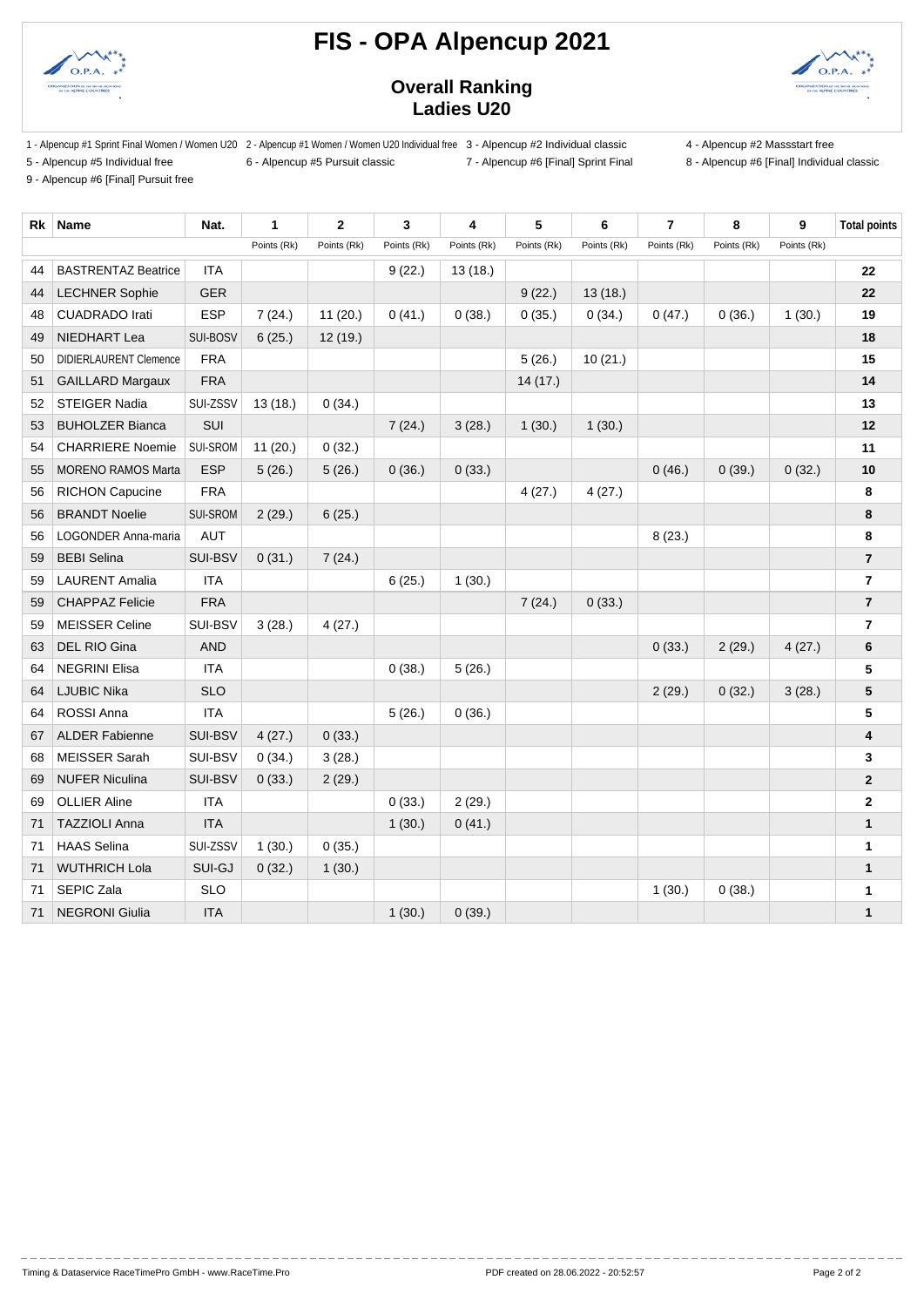# FIS - OPA Alpencup 2021

## Overall Ranking
## Ladies U20

1 - Alpencup #1 Sprint Final Women / Women U20 2 - Alpencup #1 Women / Women U20 Individual free 3 - Alpencup #2 Individual classic 4 - Alpencup #2 Massstart free
5 - Alpencup #5 Individual free 6 - Alpencup #5 Pursuit classic 7 - Alpencup #6 [Final] Sprint Final 8 - Alpencup #6 [Final] Individual classic
9 - Alpencup #6 [Final] Pursuit free

| Rk | Name | Nat. | 1 | 2 | 3 | 4 | 5 | 6 | 7 | 8 | 9 | Total points |
|---|---|---|---|---|---|---|---|---|---|---|---|---|
| | | | Points (Rk) | Points (Rk) | Points (Rk) | Points (Rk) | Points (Rk) | Points (Rk) | Points (Rk) | Points (Rk) | Points (Rk) | |
| 44 | BASTRENTAZ Beatrice | ITA | | | 9 (22.) | 13 (18.) | | | | | | **22** |
| 44 | LECHNER Sophie | GER | | | | | 9 (22.) | 13 (18.) | | | | **22** |
| 48 | CUADRADO Irati | ESP | 7 (24.) | 11 (20.) | 0 (41.) | 0 (38.) | 0 (35.) | 0 (34.) | 0 (47.) | 0 (36.) | 1 (30.) | **19** |
| 49 | NIEDHART Lea | SUI-BOSV | 6 (25.) | 12 (19.) | | | | | | | | **18** |
| 50 | DIDIERLAURENT Clemence | FRA | | | | | 5 (26.) | 10 (21.) | | | | **15** |
| 51 | GAILLARD Margaux | FRA | | | | | 14 (17.) | | | | | **14** |
| 52 | STEIGER Nadia | SUI-ZSSV | 13 (18.) | 0 (34.) | | | | | | | | **13** |
| 53 | BUHOLZER Bianca | SUI | | | 7 (24.) | 3 (28.) | 1 (30.) | 1 (30.) | | | | **12** |
| 54 | CHARRIERE Noemie | SUI-SROM | 11 (20.) | 0 (32.) | | | | | | | | **11** |
| 55 | MORENO RAMOS Marta | ESP | 5 (26.) | 5 (26.) | 0 (36.) | 0 (33.) | | | 0 (46.) | 0 (39.) | 0 (32.) | **10** |
| 56 | RICHON Capucine | FRA | | | | | 4 (27.) | 4 (27.) | | | | **8** |
| 56 | BRANDT Noelie | SUI-SROM | 2 (29.) | 6 (25.) | | | | | | | | **8** |
| 56 | LOGONDER Anna-maria | AUT | | | | | | | 8 (23.) | | | **8** |
| 59 | BEBI Selina | SUI-BSV | 0 (31.) | 7 (24.) | | | | | | | | **7** |
| 59 | LAURENT Amalia | ITA | | | 6 (25.) | 1 (30.) | | | | | | **7** |
| 59 | CHAPPAZ Felicie | FRA | | | | | 7 (24.) | 0 (33.) | | | | **7** |
| 59 | MEISSER Celine | SUI-BSV | 3 (28.) | 4 (27.) | | | | | | | | **7** |
| 63 | DEL RIO Gina | AND | | | | | | | 0 (33.) | 2 (29.) | 4 (27.) | **6** |
| 64 | NEGRINI Elisa | ITA | | | 0 (38.) | 5 (26.) | | | | | | **5** |
| 64 | LJUBIC Nika | SLO | | | | | | | 2 (29.) | 0 (32.) | 3 (28.) | **5** |
| 64 | ROSSI Anna | ITA | | | 5 (26.) | 0 (36.) | | | | | | **5** |
| 67 | ALDER Fabienne | SUI-BSV | 4 (27.) | 0 (33.) | | | | | | | | **4** |
| 68 | MEISSER Sarah | SUI-BSV | 0 (34.) | 3 (28.) | | | | | | | | **3** |
| 69 | NUFER Niculina | SUI-BSV | 0 (33.) | 2 (29.) | | | | | | | | **2** |
| 69 | OLLIER Aline | ITA | | | 0 (33.) | 2 (29.) | | | | | | **2** |
| 71 | TAZZIOLI Anna | ITA | | | 1 (30.) | 0 (41.) | | | | | | **1** |
| 71 | HAAS Selina | SUI-ZSSV | 1 (30.) | 0 (35.) | | | | | | | | **1** |
| 71 | WUTHRICH Lola | SUI-GJ | 0 (32.) | 1 (30.) | | | | | | | | **1** |
| 71 | SEPIC Zala | SLO | | | | | | | 1 (30.) | 0 (38.) | | **1** |
| 71 | NEGRONI Giulia | ITA | | | 1 (30.) | 0 (39.) | | | | | | **1** |

Timing & Dataservice RaceTimePro GmbH - www.RaceTime.Pro PDF created on 28.06.2022 - 20:52:57